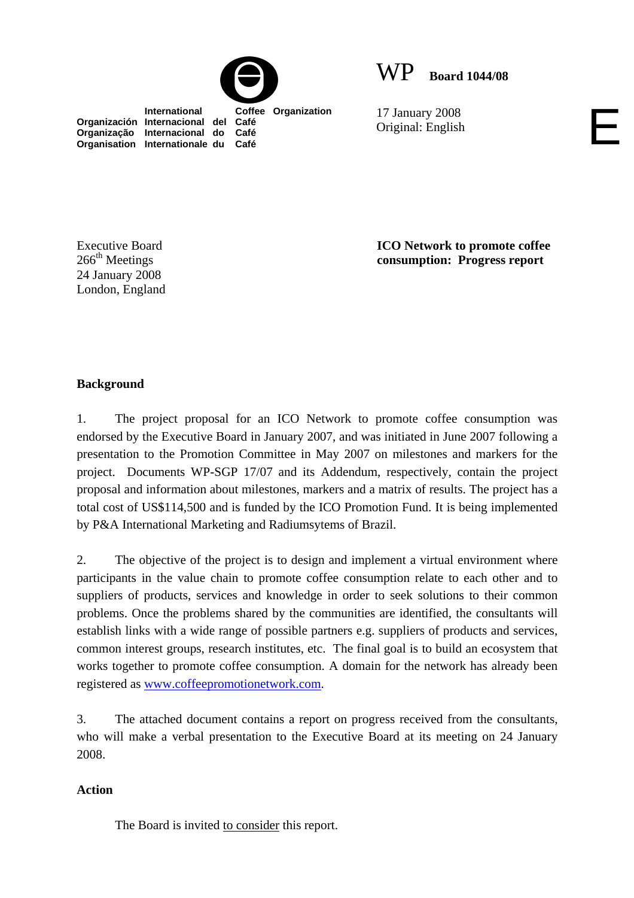International Coffee Organization
Organización Internacional del Café
Organização Internacional do Café
Organisation Internationale du Café

WP **Board 1044/08**

17 January 2008
Original: English

E

Executive Board
266th Meetings
24 January 2008
London, England

**ICO Network to promote coffee consumption: Progress report**

**Background**

1. The project proposal for an ICO Network to promote coffee consumption was endorsed by the Executive Board in January 2007, and was initiated in June 2007 following a presentation to the Promotion Committee in May 2007 on milestones and markers for the project. Documents WP-SGP 17/07 and its Addendum, respectively, contain the project proposal and information about milestones, markers and a matrix of results. The project has a total cost of US$114,500 and is funded by the ICO Promotion Fund. It is being implemented by P&A International Marketing and Radiumsytems of Brazil.

2. The objective of the project is to design and implement a virtual environment where participants in the value chain to promote coffee consumption relate to each other and to suppliers of products, services and knowledge in order to seek solutions to their common problems. Once the problems shared by the communities are identified, the consultants will establish links with a wide range of possible partners e.g. suppliers of products and services, common interest groups, research institutes, etc. The final goal is to build an ecosystem that works together to promote coffee consumption. A domain for the network has already been registered as www.coffeepromotionetwork.com.

3. The attached document contains a report on progress received from the consultants, who will make a verbal presentation to the Executive Board at its meeting on 24 January 2008.

**Action**

The Board is invited to consider this report.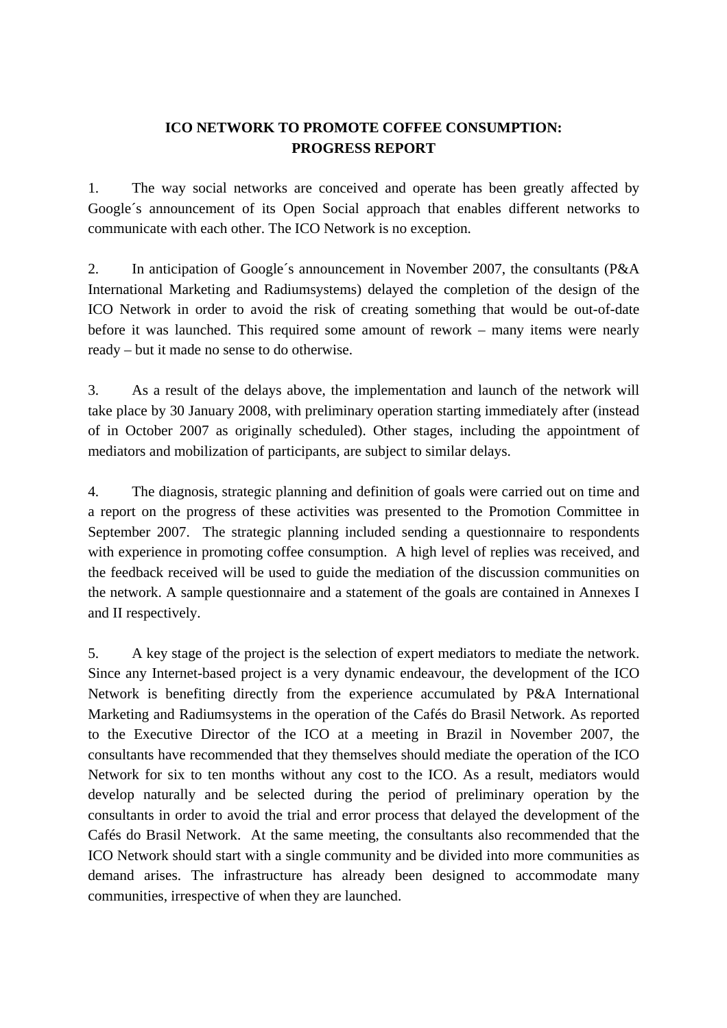# ICO NETWORK TO PROMOTE COFFEE CONSUMPTION: PROGRESS REPORT

1. The way social networks are conceived and operate has been greatly affected by Google´s announcement of its Open Social approach that enables different networks to communicate with each other. The ICO Network is no exception.

2. In anticipation of Google´s announcement in November 2007, the consultants (P&A International Marketing and Radiumsystems) delayed the completion of the design of the ICO Network in order to avoid the risk of creating something that would be out-of-date before it was launched. This required some amount of rework – many items were nearly ready – but it made no sense to do otherwise.

3. As a result of the delays above, the implementation and launch of the network will take place by 30 January 2008, with preliminary operation starting immediately after (instead of in October 2007 as originally scheduled). Other stages, including the appointment of mediators and mobilization of participants, are subject to similar delays.

4. The diagnosis, strategic planning and definition of goals were carried out on time and a report on the progress of these activities was presented to the Promotion Committee in September 2007. The strategic planning included sending a questionnaire to respondents with experience in promoting coffee consumption. A high level of replies was received, and the feedback received will be used to guide the mediation of the discussion communities on the network. A sample questionnaire and a statement of the goals are contained in Annexes I and II respectively.

5. A key stage of the project is the selection of expert mediators to mediate the network. Since any Internet-based project is a very dynamic endeavour, the development of the ICO Network is benefiting directly from the experience accumulated by P&A International Marketing and Radiumsystems in the operation of the Cafés do Brasil Network. As reported to the Executive Director of the ICO at a meeting in Brazil in November 2007, the consultants have recommended that they themselves should mediate the operation of the ICO Network for six to ten months without any cost to the ICO. As a result, mediators would develop naturally and be selected during the period of preliminary operation by the consultants in order to avoid the trial and error process that delayed the development of the Cafés do Brasil Network. At the same meeting, the consultants also recommended that the ICO Network should start with a single community and be divided into more communities as demand arises. The infrastructure has already been designed to accommodate many communities, irrespective of when they are launched.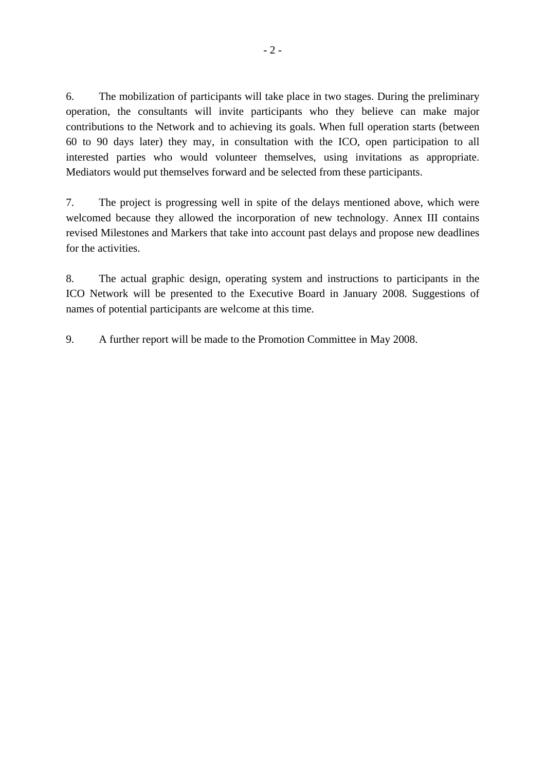6. The mobilization of participants will take place in two stages. During the preliminary operation, the consultants will invite participants who they believe can make major contributions to the Network and to achieving its goals. When full operation starts (between 60 to 90 days later) they may, in consultation with the ICO, open participation to all interested parties who would volunteer themselves, using invitations as appropriate. Mediators would put themselves forward and be selected from these participants.

7. The project is progressing well in spite of the delays mentioned above, which were welcomed because they allowed the incorporation of new technology. Annex III contains revised Milestones and Markers that take into account past delays and propose new deadlines for the activities.

8. The actual graphic design, operating system and instructions to participants in the ICO Network will be presented to the Executive Board in January 2008. Suggestions of names of potential participants are welcome at this time.

9. A further report will be made to the Promotion Committee in May 2008.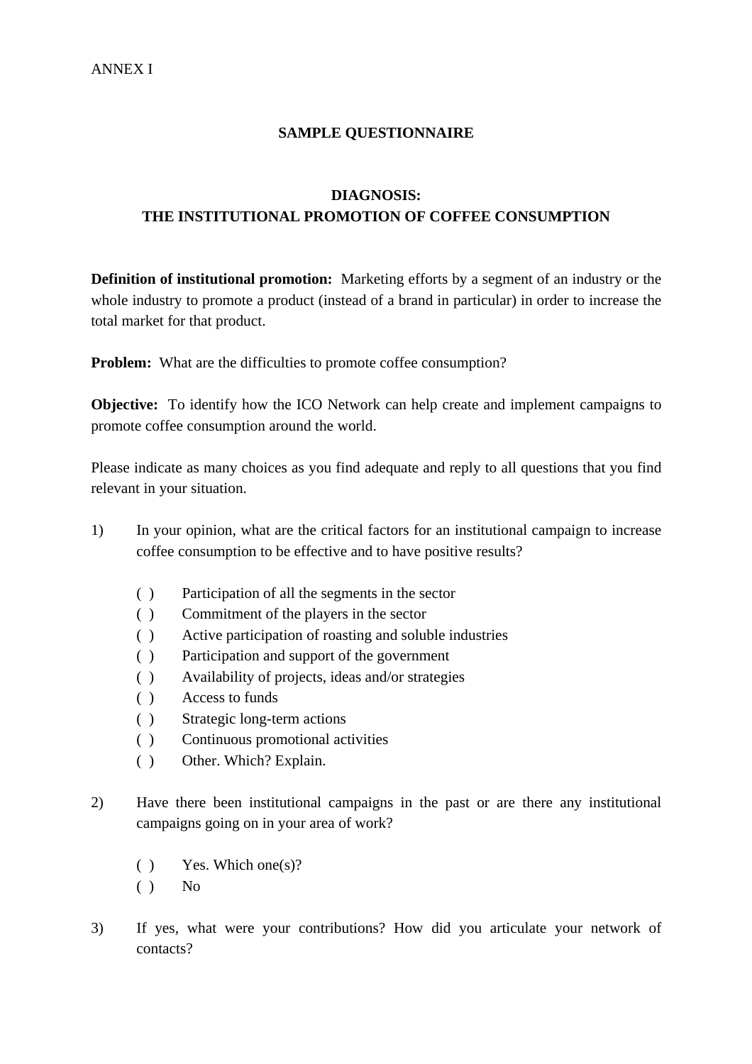ANNEX I

## SAMPLE QUESTIONNAIRE

## DIAGNOSIS:
## THE INSTITUTIONAL PROMOTION OF COFFEE CONSUMPTION

**Definition of institutional promotion:** Marketing efforts by a segment of an industry or the whole industry to promote a product (instead of a brand in particular) in order to increase the total market for that product.

**Problem:** What are the difficulties to promote coffee consumption?

**Objective:** To identify how the ICO Network can help create and implement campaigns to promote coffee consumption around the world.

Please indicate as many choices as you find adequate and reply to all questions that you find relevant in your situation.

1) In your opinion, what are the critical factors for an institutional campaign to increase coffee consumption to be effective and to have positive results?

   ( ) Participation of all the segments in the sector
   ( ) Commitment of the players in the sector
   ( ) Active participation of roasting and soluble industries
   ( ) Participation and support of the government
   ( ) Availability of projects, ideas and/or strategies
   ( ) Access to funds
   ( ) Strategic long-term actions
   ( ) Continuous promotional activities
   ( ) Other. Which? Explain.

2) Have there been institutional campaigns in the past or are there any institutional campaigns going on in your area of work?

   ( ) Yes. Which one(s)?
   ( ) No

3) If yes, what were your contributions? How did you articulate your network of contacts?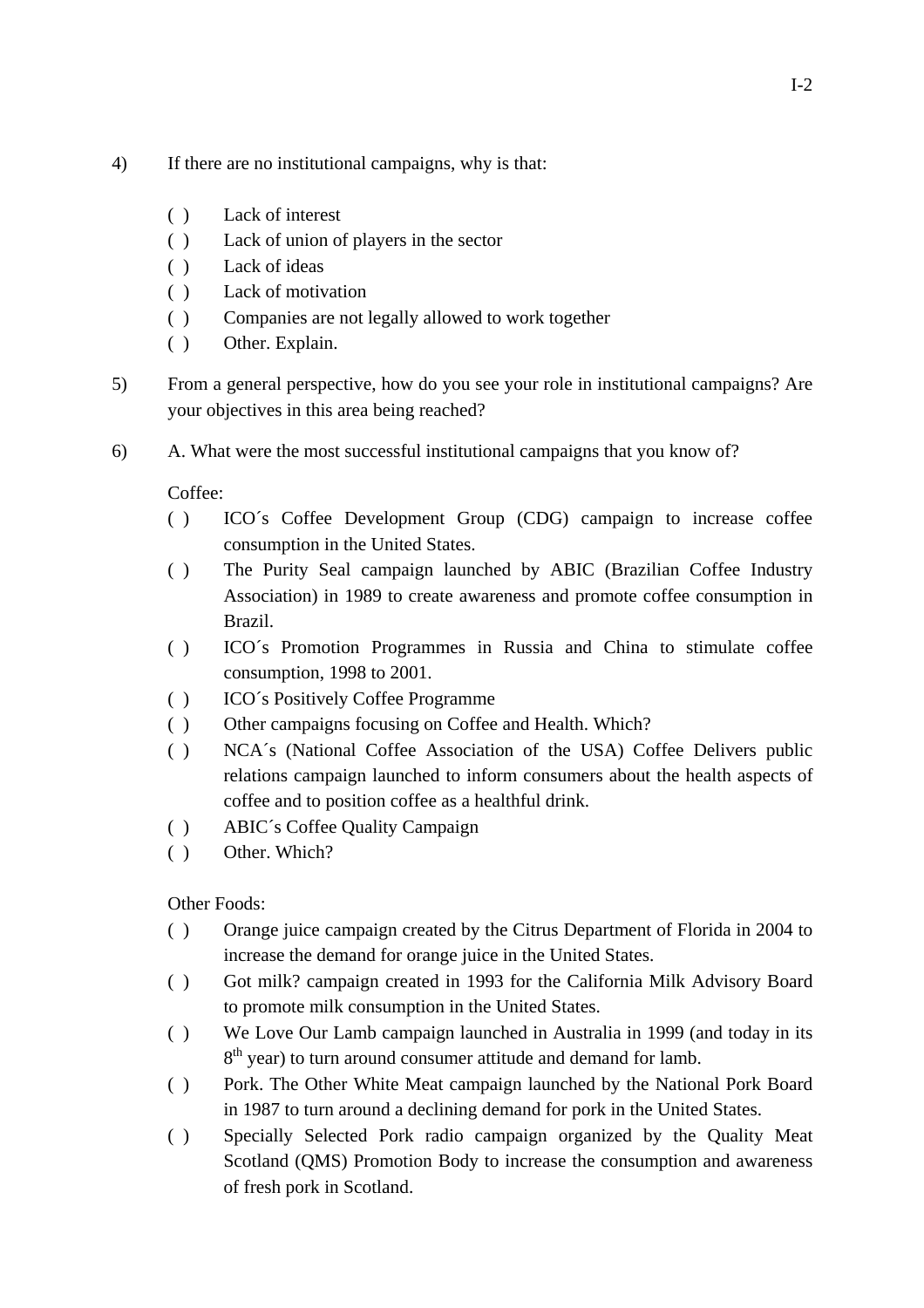4) If there are no institutional campaigns, why is that:

( ) Lack of interest
( ) Lack of union of players in the sector
( ) Lack of ideas
( ) Lack of motivation
( ) Companies are not legally allowed to work together
( ) Other. Explain.

5) From a general perspective, how do you see your role in institutional campaigns? Are your objectives in this area being reached?

6) A. What were the most successful institutional campaigns that you know of?

Coffee:

( ) ICO´s Coffee Development Group (CDG) campaign to increase coffee consumption in the United States.
( ) The Purity Seal campaign launched by ABIC (Brazilian Coffee Industry Association) in 1989 to create awareness and promote coffee consumption in Brazil.
( ) ICO´s Promotion Programmes in Russia and China to stimulate coffee consumption, 1998 to 2001.
( ) ICO´s Positively Coffee Programme
( ) Other campaigns focusing on Coffee and Health. Which?
( ) NCA´s (National Coffee Association of the USA) Coffee Delivers public relations campaign launched to inform consumers about the health aspects of coffee and to position coffee as a healthful drink.
( ) ABIC´s Coffee Quality Campaign
( ) Other. Which?

Other Foods:

( ) Orange juice campaign created by the Citrus Department of Florida in 2004 to increase the demand for orange juice in the United States.
( ) Got milk? campaign created in 1993 for the California Milk Advisory Board to promote milk consumption in the United States.
( ) We Love Our Lamb campaign launched in Australia in 1999 (and today in its 8th year) to turn around consumer attitude and demand for lamb.
( ) Pork. The Other White Meat campaign launched by the National Pork Board in 1987 to turn around a declining demand for pork in the United States.
( ) Specially Selected Pork radio campaign organized by the Quality Meat Scotland (QMS) Promotion Body to increase the consumption and awareness of fresh pork in Scotland.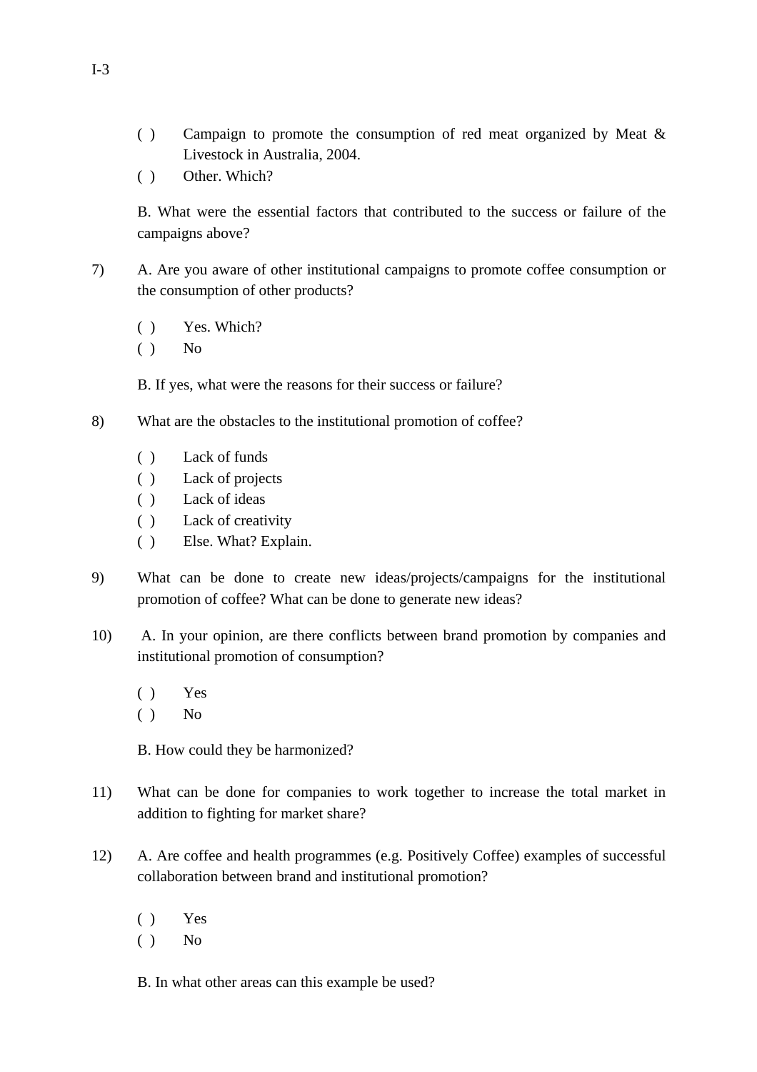( ) Campaign to promote the consumption of red meat organized by Meat & Livestock in Australia, 2004.

( ) Other. Which?

B. What were the essential factors that contributed to the success or failure of the campaigns above?

7) A. Are you aware of other institutional campaigns to promote coffee consumption or the consumption of other products?

( ) Yes. Which?

( ) No

B. If yes, what were the reasons for their success or failure?

8) What are the obstacles to the institutional promotion of coffee?

( ) Lack of funds

( ) Lack of projects

( ) Lack of ideas

( ) Lack of creativity

( ) Else. What? Explain.

9) What can be done to create new ideas/projects/campaigns for the institutional promotion of coffee? What can be done to generate new ideas?

10) A. In your opinion, are there conflicts between brand promotion by companies and institutional promotion of consumption?

( ) Yes

( ) No

B. How could they be harmonized?

11) What can be done for companies to work together to increase the total market in addition to fighting for market share?

12) A. Are coffee and health programmes (e.g. Positively Coffee) examples of successful collaboration between brand and institutional promotion?

( ) Yes

( ) No

B. In what other areas can this example be used?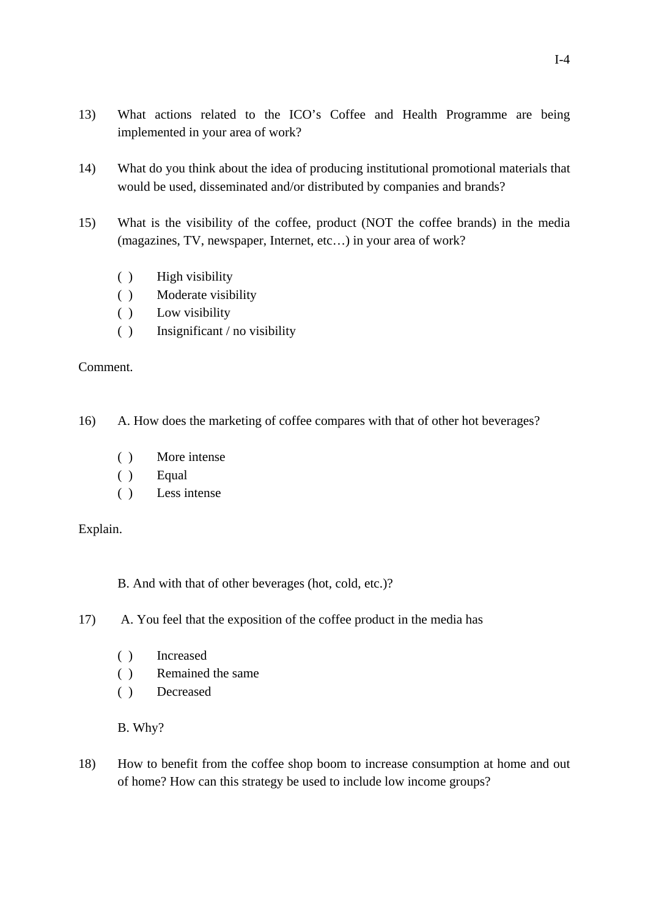13) What actions related to the ICO's Coffee and Health Programme are being implemented in your area of work?

14) What do you think about the idea of producing institutional promotional materials that would be used, disseminated and/or distributed by companies and brands?

15) What is the visibility of the coffee, product (NOT the coffee brands) in the media (magazines, TV, newspaper, Internet, etc…) in your area of work?

( ) High visibility
( ) Moderate visibility
( ) Low visibility
( ) Insignificant / no visibility

Comment.

16) A. How does the marketing of coffee compares with that of other hot beverages?

( ) More intense
( ) Equal
( ) Less intense

Explain.

B. And with that of other beverages (hot, cold, etc.)?

17) A. You feel that the exposition of the coffee product in the media has

( ) Increased
( ) Remained the same
( ) Decreased

B. Why?

18) How to benefit from the coffee shop boom to increase consumption at home and out of home? How can this strategy be used to include low income groups?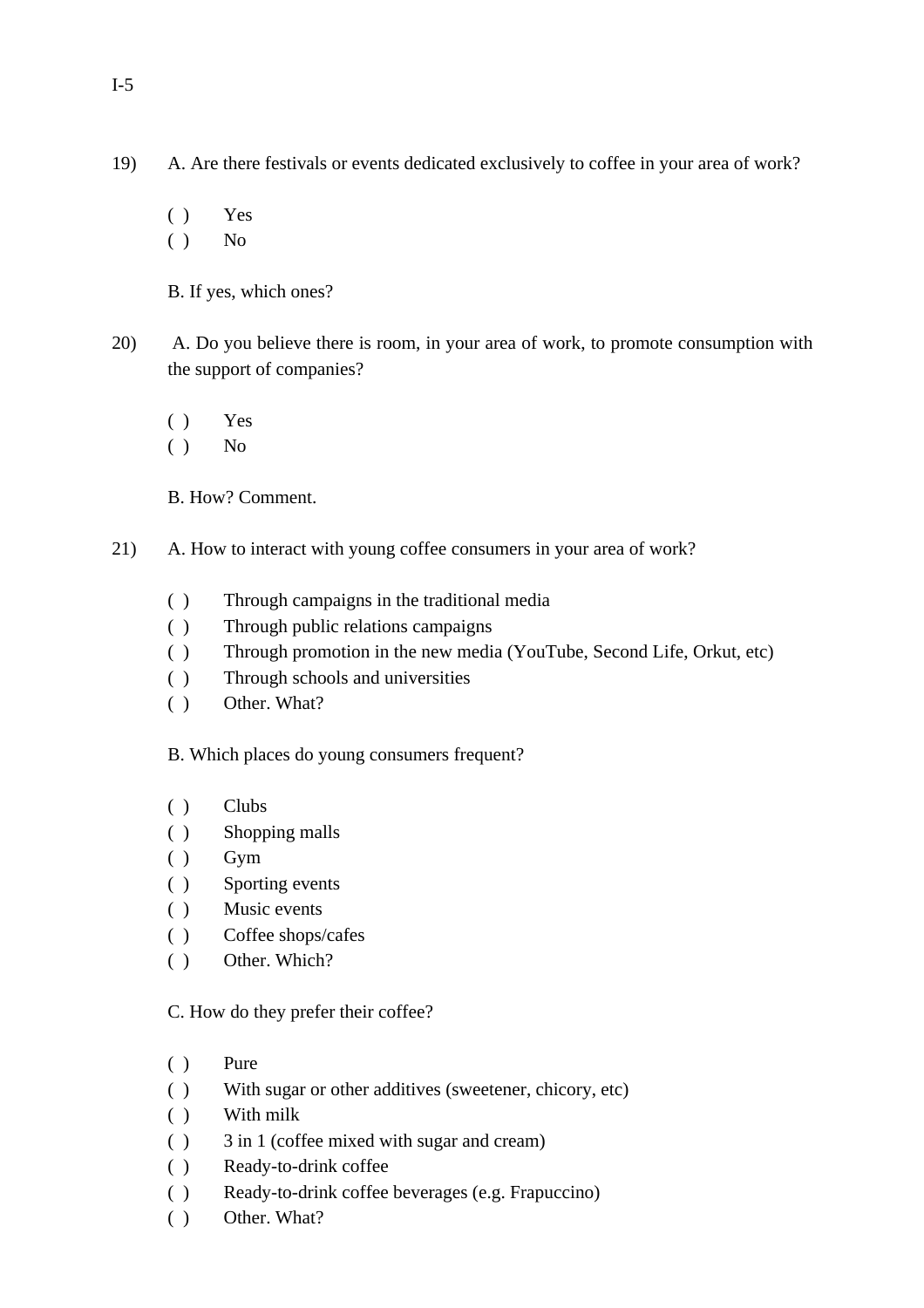I-5

19) A. Are there festivals or events dedicated exclusively to coffee in your area of work?

( ) Yes
( ) No

B. If yes, which ones?

20) A. Do you believe there is room, in your area of work, to promote consumption with the support of companies?

( ) Yes
( ) No

B. How? Comment.

21) A. How to interact with young coffee consumers in your area of work?

( ) Through campaigns in the traditional media
( ) Through public relations campaigns
( ) Through promotion in the new media (YouTube, Second Life, Orkut, etc)
( ) Through schools and universities
( ) Other. What?

B. Which places do young consumers frequent?

( ) Clubs
( ) Shopping malls
( ) Gym
( ) Sporting events
( ) Music events
( ) Coffee shops/cafes
( ) Other. Which?

C. How do they prefer their coffee?

( ) Pure
( ) With sugar or other additives (sweetener, chicory, etc)
( ) With milk
( ) 3 in 1 (coffee mixed with sugar and cream)
( ) Ready-to-drink coffee
( ) Ready-to-drink coffee beverages (e.g. Frapuccino)
( ) Other. What?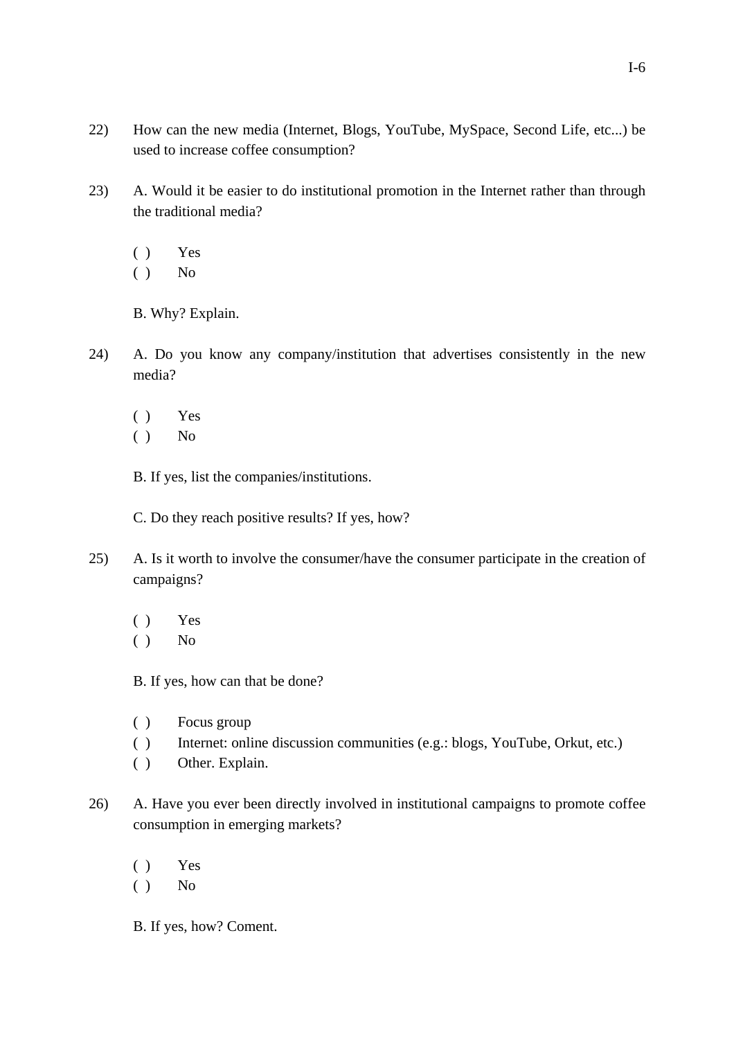22) How can the new media (Internet, Blogs, YouTube, MySpace, Second Life, etc...) be used to increase coffee consumption?

23) A. Would it be easier to do institutional promotion in the Internet rather than through the traditional media?

( ) Yes
( ) No

B. Why? Explain.

24) A. Do you know any company/institution that advertises consistently in the new media?

( ) Yes
( ) No

B. If yes, list the companies/institutions.

C. Do they reach positive results? If yes, how?

25) A. Is it worth to involve the consumer/have the consumer participate in the creation of campaigns?

( ) Yes
( ) No

B. If yes, how can that be done?

( ) Focus group
( ) Internet: online discussion communities (e.g.: blogs, YouTube, Orkut, etc.)
( ) Other. Explain.

26) A. Have you ever been directly involved in institutional campaigns to promote coffee consumption in emerging markets?

( ) Yes
( ) No

B. If yes, how? Coment.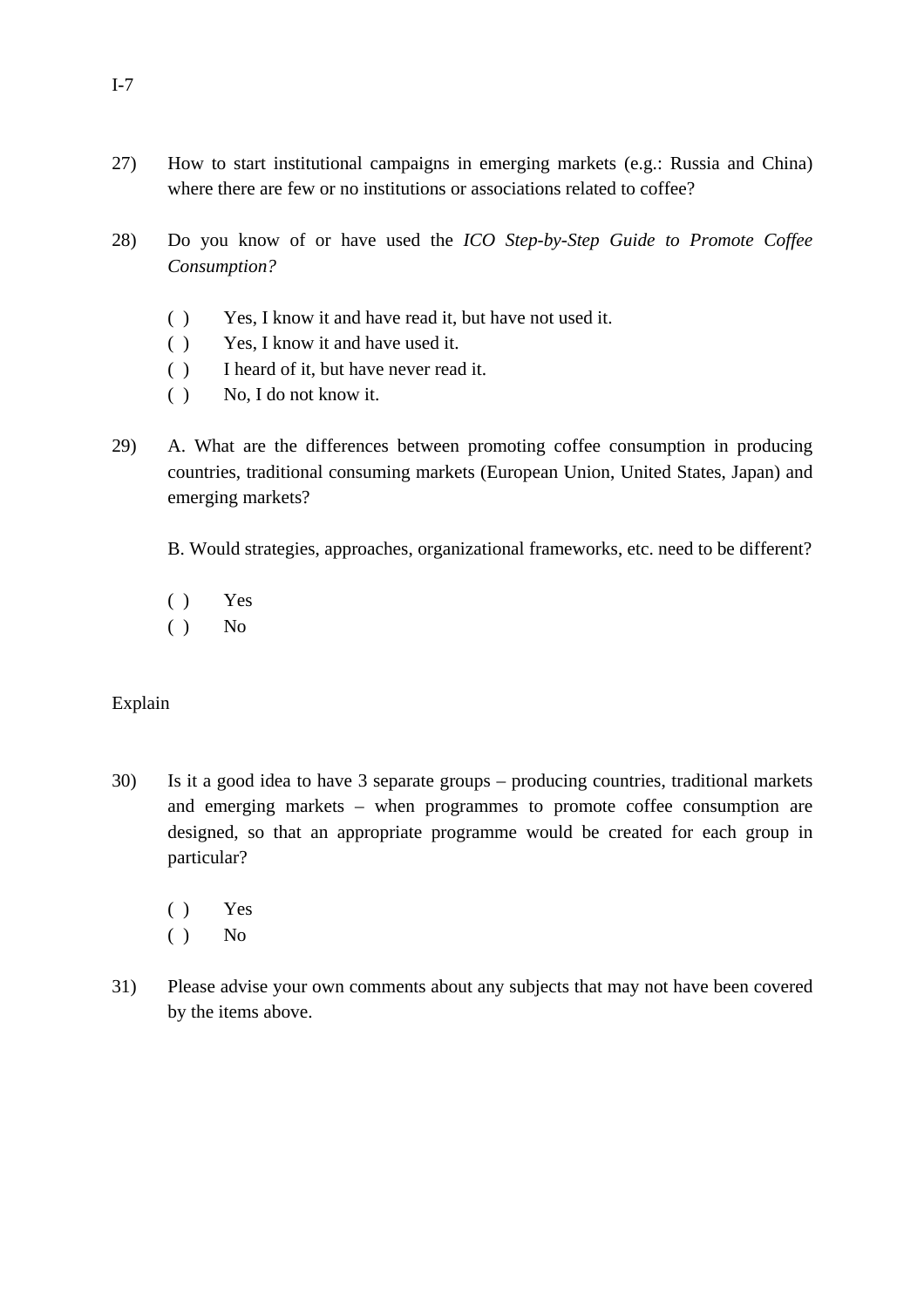27) How to start institutional campaigns in emerging markets (e.g.: Russia and China) where there are few or no institutions or associations related to coffee?

28) Do you know of or have used the *ICO Step-by-Step Guide to Promote Coffee Consumption?*

   ( ) Yes, I know it and have read it, but have not used it.
   ( ) Yes, I know it and have used it.
   ( ) I heard of it, but have never read it.
   ( ) No, I do not know it.

29) A. What are the differences between promoting coffee consumption in producing countries, traditional consuming markets (European Union, United States, Japan) and emerging markets?

   B. Would strategies, approaches, organizational frameworks, etc. need to be different?

   ( ) Yes
   ( ) No

Explain

30) Is it a good idea to have 3 separate groups – producing countries, traditional markets and emerging markets – when programmes to promote coffee consumption are designed, so that an appropriate programme would be created for each group in particular?

   ( ) Yes
   ( ) No

31) Please advise your own comments about any subjects that may not have been covered by the items above.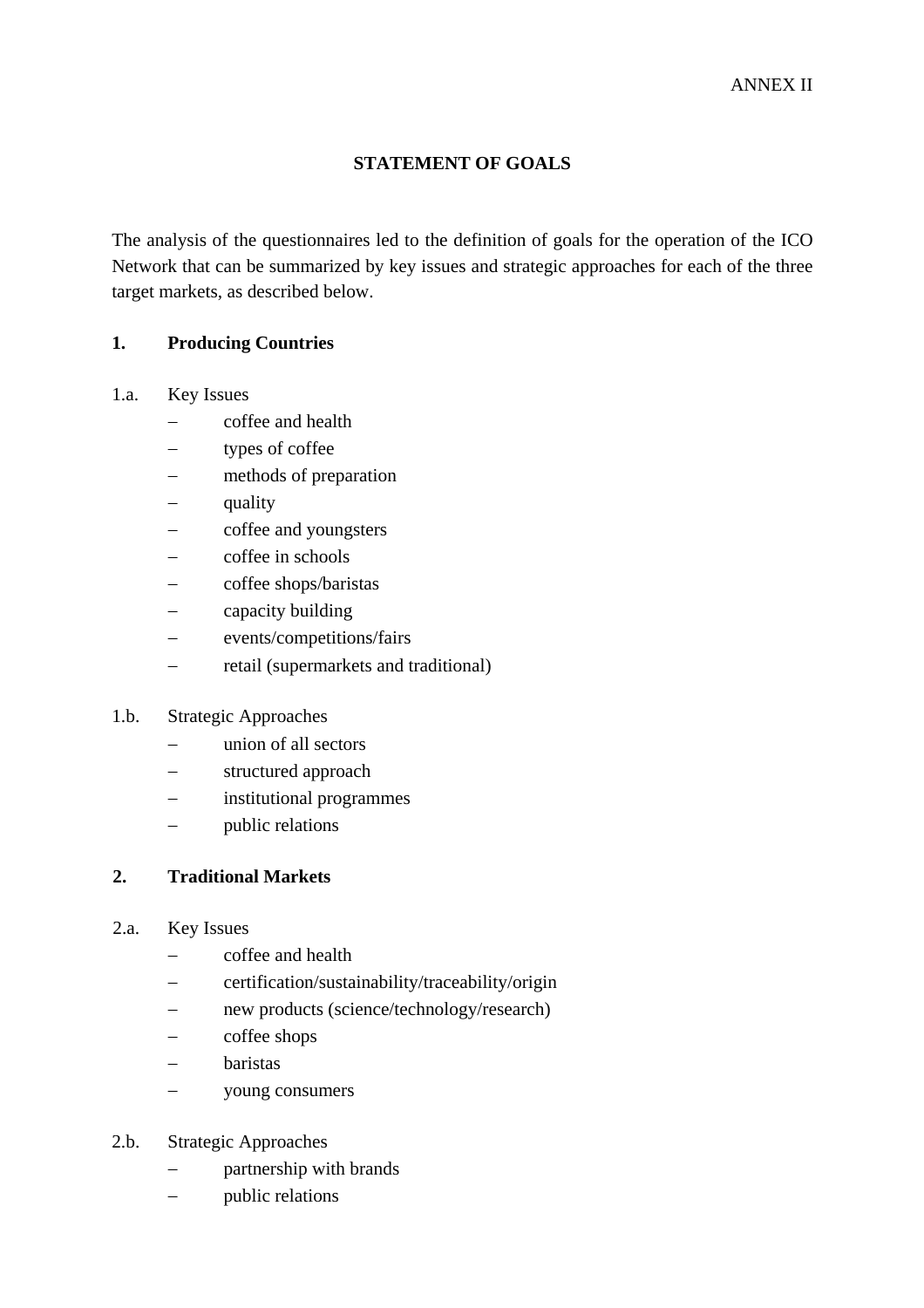ANNEX II

## STATEMENT OF GOALS

The analysis of the questionnaires led to the definition of goals for the operation of the ICO Network that can be summarized by key issues and strategic approaches for each of the three target markets, as described below.

### 1. Producing Countries

1.a. Key Issues

- coffee and health
- types of coffee
- methods of preparation
- quality
- coffee and youngsters
- coffee in schools
- coffee shops/baristas
- capacity building
- events/competitions/fairs
- retail (supermarkets and traditional)

1.b. Strategic Approaches

- union of all sectors
- structured approach
- institutional programmes
- public relations

### 2. Traditional Markets

2.a. Key Issues

- coffee and health
- certification/sustainability/traceability/origin
- new products (science/technology/research)
- coffee shops
- baristas
- young consumers

2.b. Strategic Approaches

- partnership with brands
- public relations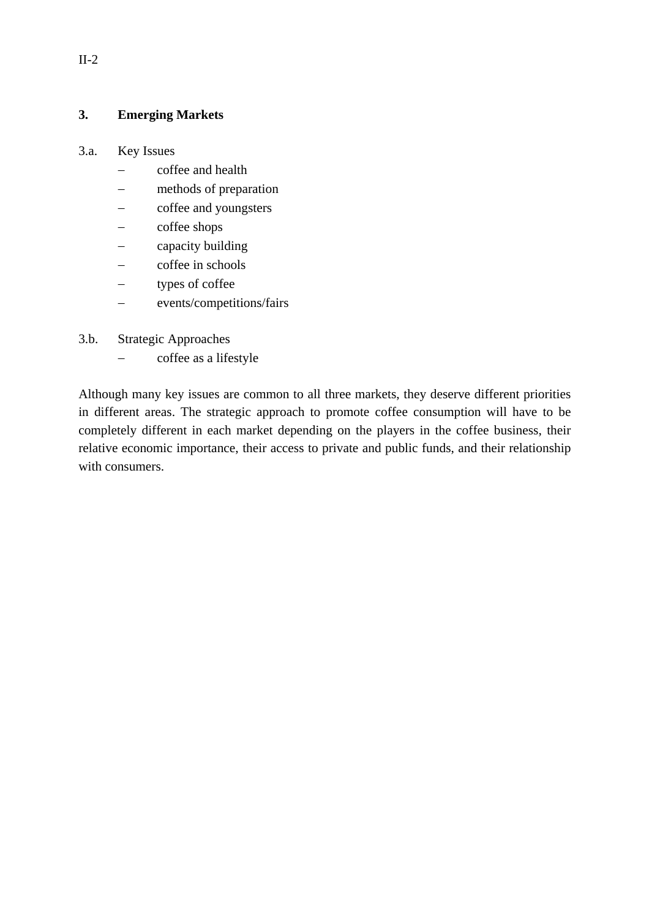## 3. Emerging Markets

3.a. Key Issues

- coffee and health
- methods of preparation
- coffee and youngsters
- coffee shops
- capacity building
- coffee in schools
- types of coffee
- events/competitions/fairs

3.b. Strategic Approaches

- coffee as a lifestyle

Although many key issues are common to all three markets, they deserve different priorities in different areas. The strategic approach to promote coffee consumption will have to be completely different in each market depending on the players in the coffee business, their relative economic importance, their access to private and public funds, and their relationship with consumers.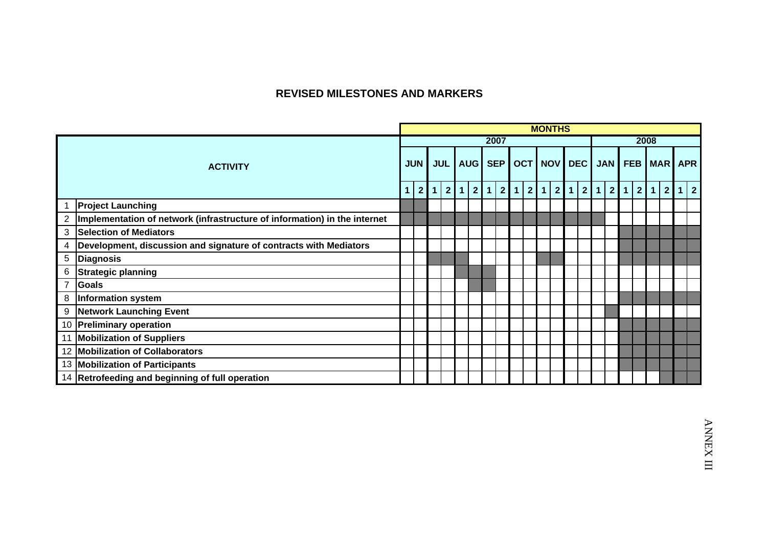## REVISED MILESTONES AND MARKERS

| | ACTIVITY | MONTHS | | | | | | | | | | | | | | | | | | | | | |
|---|---|---|---|---|---|---|---|---|---|---|---|---|---|---|---|---|---|---|---|---|---|---|---|
| | | 2007 | | | | | | | | | | | | | | 2008 | | | | | | | |
| | | JUN | | JUL | | AUG | | SEP | | OCT | | NOV | | DEC | | JAN | | FEB | | MAR | | APR | |
| | | 1 | 2 | 1 | 2 | 1 | 2 | 1 | 2 | 1 | 2 | 1 | 2 | 1 | 2 | 1 | 2 | 1 | 2 | 1 | 2 | 1 | 2 |
| 1 | **Project Launching** | ■ | ■ | | | | | | | | | | | | | | | | | | | | |
| 2 | **Implementation of network (infrastructure of information) in the internet** | ■ | ■ | ■ | ■ | ■ | ■ | ■ | ■ | ■ | ■ | ■ | ■ | ■ | ■ | ■ | | | | | | | |
| 3 | **Selection of Mediators** | | | | | | | | | | | | | | | | | ■ | ■ | ■ | ■ | ■ | ■ |
| 4 | **Development, discussion and signature of contracts with Mediators** | | | | | | | | | | | | | | | | | ■ | ■ | ■ | ■ | ■ | ■ |
| 5 | **Diagnosis** | | | ■ | ■ | ■ | | | | | | ■ | ■ | | | | | ■ | ■ | ■ | ■ | ■ | ■ |
| 6 | **Strategic planning** | | | | | ■ | ■ | ■ | | | | | | | | | | | | | | | |
| 7 | **Goals** | | | | | | ■ | ■ | | | | | | | | | | | | | | | |
| 8 | **Information system** | | | | | | | | | | | | | | | | | ■ | ■ | ■ | ■ | ■ | ■ |
| 9 | **Network Launching Event** | | | | | | | | | | | | | | | | ■ | | | | | | |
| 10 | **Preliminary operation** | | | | | | | | | | | | | | | | | ■ | ■ | ■ | ■ | ■ | ■ |
| 11 | **Mobilization of Suppliers** | | | | | | | | | | | | | | | | | ■ | ■ | ■ | ■ | ■ | ■ |
| 12 | **Mobilization of Collaborators** | | | | | | | | | | | | | | | | | ■ | ■ | ■ | ■ | ■ | ■ |
| 13 | **Mobilization of Participants** | | | | | | | | | | | | | | | | | ■ | ■ | ■ | ■ | ■ | ■ |
| 14 | **Retrofeeding and beginning of full operation** | | | | | | | | | | | | | | | | | | | | ■ | ■ | ■ |

ANNEX III